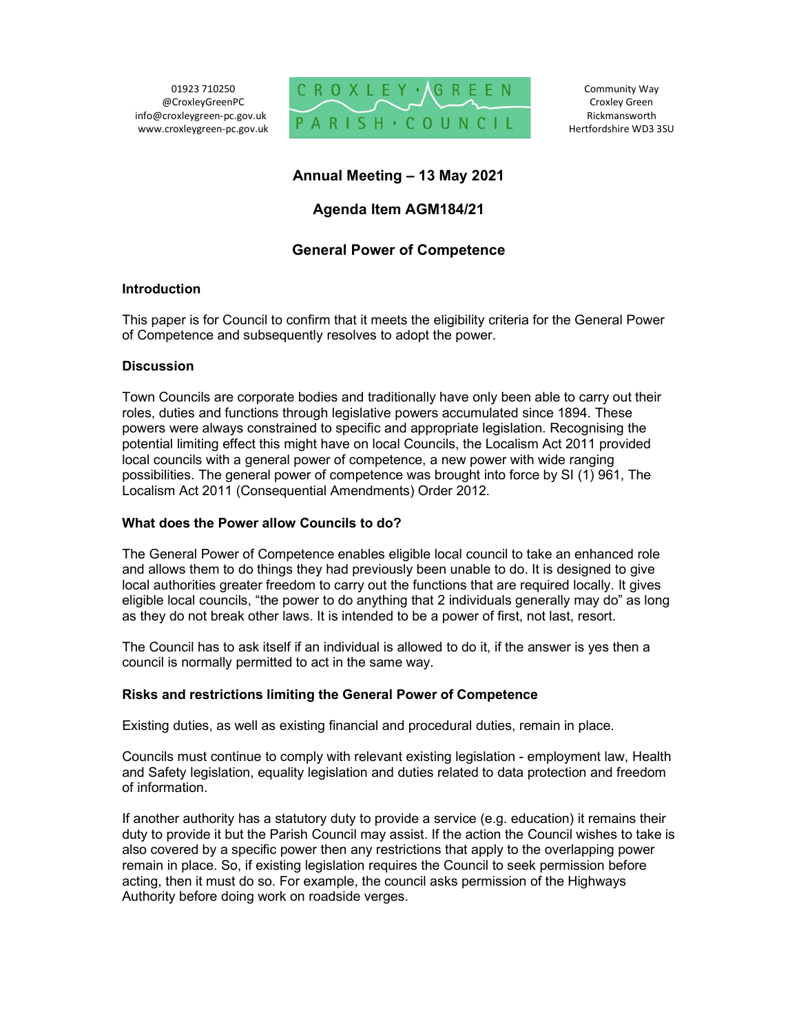01923 710250
@CroxleyGreenPC
info@croxleygreen-pc.gov.uk
www.croxleygreen-pc.gov.uk

CROXLEY · GREEN
PARISH · COUNCIL

Community Way
Croxley Green
Rickmansworth
Hertfordshire WD3 3SU

# Annual Meeting – 13 May 2021

## Agenda Item AGM184/21

## General Power of Competence

### Introduction

This paper is for Council to confirm that it meets the eligibility criteria for the General Power of Competence and subsequently resolves to adopt the power.

### Discussion

Town Councils are corporate bodies and traditionally have only been able to carry out their roles, duties and functions through legislative powers accumulated since 1894. These powers were always constrained to specific and appropriate legislation. Recognising the potential limiting effect this might have on local Councils, the Localism Act 2011 provided local councils with a general power of competence, a new power with wide ranging possibilities. The general power of competence was brought into force by SI (1) 961, The Localism Act 2011 (Consequential Amendments) Order 2012.

### What does the Power allow Councils to do?

The General Power of Competence enables eligible local council to take an enhanced role and allows them to do things they had previously been unable to do. It is designed to give local authorities greater freedom to carry out the functions that are required locally. It gives eligible local councils, "the power to do anything that 2 individuals generally may do" as long as they do not break other laws. It is intended to be a power of first, not last, resort.

The Council has to ask itself if an individual is allowed to do it, if the answer is yes then a council is normally permitted to act in the same way.

### Risks and restrictions limiting the General Power of Competence

Existing duties, as well as existing financial and procedural duties, remain in place.

Councils must continue to comply with relevant existing legislation - employment law, Health and Safety legislation, equality legislation and duties related to data protection and freedom of information.

If another authority has a statutory duty to provide a service (e.g. education) it remains their duty to provide it but the Parish Council may assist. If the action the Council wishes to take is also covered by a specific power then any restrictions that apply to the overlapping power remain in place. So, if existing legislation requires the Council to seek permission before acting, then it must do so. For example, the council asks permission of the Highways Authority before doing work on roadside verges.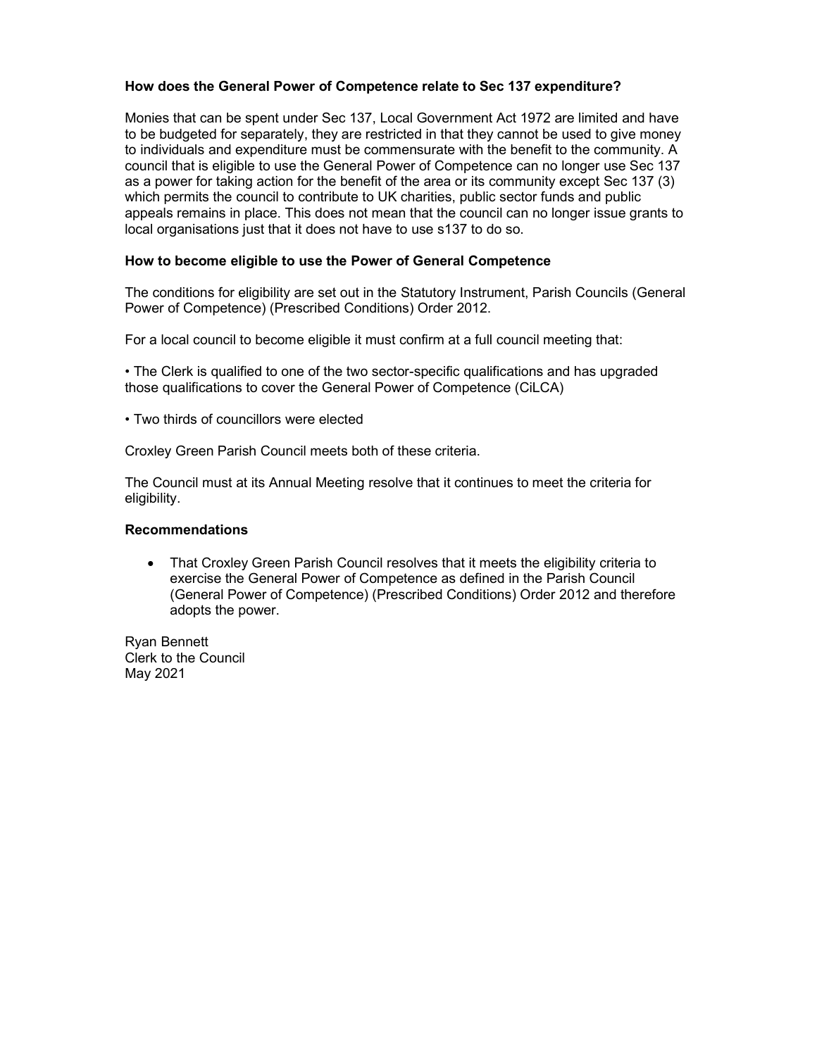**How does the General Power of Competence relate to Sec 137 expenditure?**

Monies that can be spent under Sec 137, Local Government Act 1972 are limited and have to be budgeted for separately, they are restricted in that they cannot be used to give money to individuals and expenditure must be commensurate with the benefit to the community. A council that is eligible to use the General Power of Competence can no longer use Sec 137 as a power for taking action for the benefit of the area or its community except Sec 137 (3) which permits the council to contribute to UK charities, public sector funds and public appeals remains in place. This does not mean that the council can no longer issue grants to local organisations just that it does not have to use s137 to do so.

**How to become eligible to use the Power of General Competence**

The conditions for eligibility are set out in the Statutory Instrument, Parish Councils (General Power of Competence) (Prescribed Conditions) Order 2012.

For a local council to become eligible it must confirm at a full council meeting that:

• The Clerk is qualified to one of the two sector-specific qualifications and has upgraded those qualifications to cover the General Power of Competence (CiLCA)

• Two thirds of councillors were elected

Croxley Green Parish Council meets both of these criteria.

The Council must at its Annual Meeting resolve that it continues to meet the criteria for eligibility.

**Recommendations**

- That Croxley Green Parish Council resolves that it meets the eligibility criteria to exercise the General Power of Competence as defined in the Parish Council (General Power of Competence) (Prescribed Conditions) Order 2012 and therefore adopts the power.

Ryan Bennett
Clerk to the Council
May 2021